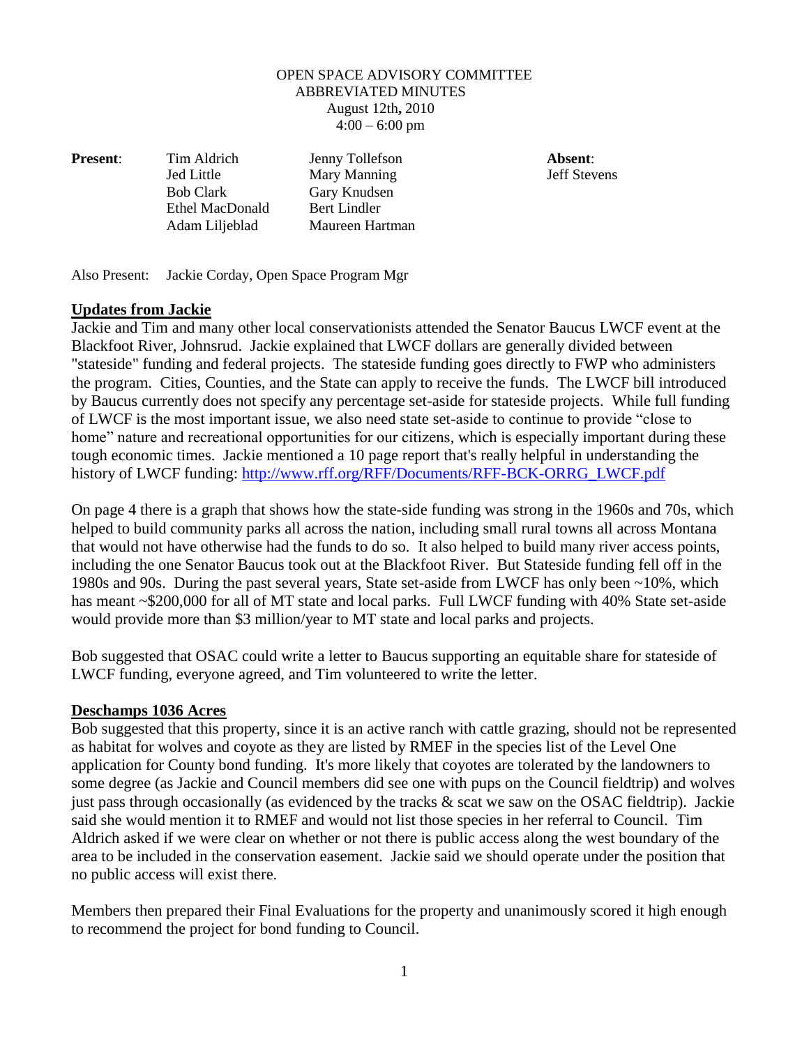OPEN SPACE ADVISORY COMMITTEE
ABBREVIATED MINUTES
August 12th, 2010
4:00 – 6:00 pm

| **Present**: | | | **Absent**: |
|---|---|---|---|
| | Tim Aldrich | Jenny Tollefson | Jeff Stevens |
| | Jed Little | Mary Manning | |
| | Bob Clark | Gary Knudsen | |
| | Ethel MacDonald | Bert Lindler | |
| | Adam Liljeblad | Maureen Hartman | |

Also Present: Jackie Corday, Open Space Program Mgr

## Updates from Jackie

Jackie and Tim and many other local conservationists attended the Senator Baucus LWCF event at the Blackfoot River, Johnsrud. Jackie explained that LWCF dollars are generally divided between "stateside" funding and federal projects. The stateside funding goes directly to FWP who administers the program. Cities, Counties, and the State can apply to receive the funds. The LWCF bill introduced by Baucus currently does not specify any percentage set-aside for stateside projects. While full funding of LWCF is the most important issue, we also need state set-aside to continue to provide "close to home" nature and recreational opportunities for our citizens, which is especially important during these tough economic times. Jackie mentioned a 10 page report that's really helpful in understanding the history of LWCF funding: http://www.rff.org/RFF/Documents/RFF-BCK-ORRG_LWCF.pdf

On page 4 there is a graph that shows how the state-side funding was strong in the 1960s and 70s, which helped to build community parks all across the nation, including small rural towns all across Montana that would not have otherwise had the funds to do so. It also helped to build many river access points, including the one Senator Baucus took out at the Blackfoot River. But Stateside funding fell off in the 1980s and 90s. During the past several years, State set-aside from LWCF has only been ~10%, which has meant ~$200,000 for all of MT state and local parks. Full LWCF funding with 40% State set-aside would provide more than $3 million/year to MT state and local parks and projects.

Bob suggested that OSAC could write a letter to Baucus supporting an equitable share for stateside of LWCF funding, everyone agreed, and Tim volunteered to write the letter.

## Deschamps 1036 Acres

Bob suggested that this property, since it is an active ranch with cattle grazing, should not be represented as habitat for wolves and coyote as they are listed by RMEF in the species list of the Level One application for County bond funding. It's more likely that coyotes are tolerated by the landowners to some degree (as Jackie and Council members did see one with pups on the Council fieldtrip) and wolves just pass through occasionally (as evidenced by the tracks & scat we saw on the OSAC fieldtrip). Jackie said she would mention it to RMEF and would not list those species in her referral to Council. Tim Aldrich asked if we were clear on whether or not there is public access along the west boundary of the area to be included in the conservation easement. Jackie said we should operate under the position that no public access will exist there.

Members then prepared their Final Evaluations for the property and unanimously scored it high enough to recommend the project for bond funding to Council.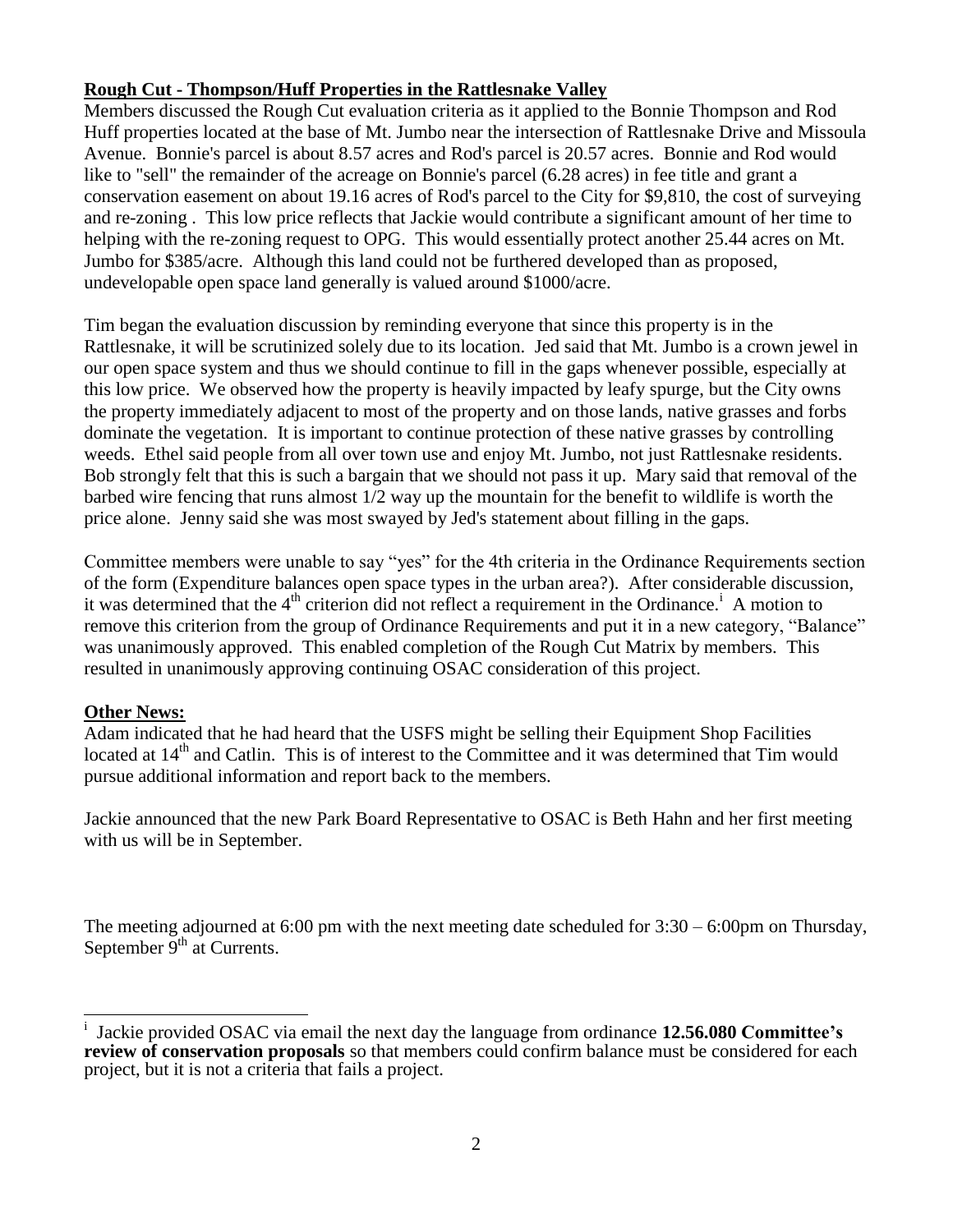**Rough Cut - Thompson/Huff Properties in the Rattlesnake Valley**

Members discussed the Rough Cut evaluation criteria as it applied to the Bonnie Thompson and Rod Huff properties located at the base of Mt. Jumbo near the intersection of Rattlesnake Drive and Missoula Avenue. Bonnie's parcel is about 8.57 acres and Rod's parcel is 20.57 acres. Bonnie and Rod would like to "sell" the remainder of the acreage on Bonnie's parcel (6.28 acres) in fee title and grant a conservation easement on about 19.16 acres of Rod's parcel to the City for $9,810, the cost of surveying and re-zoning . This low price reflects that Jackie would contribute a significant amount of her time to helping with the re-zoning request to OPG. This would essentially protect another 25.44 acres on Mt. Jumbo for $385/acre. Although this land could not be furthered developed than as proposed, undevelopable open space land generally is valued around $1000/acre.

Tim began the evaluation discussion by reminding everyone that since this property is in the Rattlesnake, it will be scrutinized solely due to its location. Jed said that Mt. Jumbo is a crown jewel in our open space system and thus we should continue to fill in the gaps whenever possible, especially at this low price. We observed how the property is heavily impacted by leafy spurge, but the City owns the property immediately adjacent to most of the property and on those lands, native grasses and forbs dominate the vegetation. It is important to continue protection of these native grasses by controlling weeds. Ethel said people from all over town use and enjoy Mt. Jumbo, not just Rattlesnake residents. Bob strongly felt that this is such a bargain that we should not pass it up. Mary said that removal of the barbed wire fencing that runs almost 1/2 way up the mountain for the benefit to wildlife is worth the price alone. Jenny said she was most swayed by Jed's statement about filling in the gaps.

Committee members were unable to say "yes" for the 4th criteria in the Ordinance Requirements section of the form (Expenditure balances open space types in the urban area?). After considerable discussion, it was determined that the 4th criterion did not reflect a requirement in the Ordinance.[i] A motion to remove this criterion from the group of Ordinance Requirements and put it in a new category, "Balance" was unanimously approved. This enabled completion of the Rough Cut Matrix by members. This resulted in unanimously approving continuing OSAC consideration of this project.

**Other News:**

Adam indicated that he had heard that the USFS might be selling their Equipment Shop Facilities located at 14th and Catlin. This is of interest to the Committee and it was determined that Tim would pursue additional information and report back to the members.

Jackie announced that the new Park Board Representative to OSAC is Beth Hahn and her first meeting with us will be in September.

The meeting adjourned at 6:00 pm with the next meeting date scheduled for 3:30 – 6:00pm on Thursday, September 9th at Currents.

---

[i] Jackie provided OSAC via email the next day the language from ordinance **12.56.080 Committee's review of conservation proposals** so that members could confirm balance must be considered for each project, but it is not a criteria that fails a project.